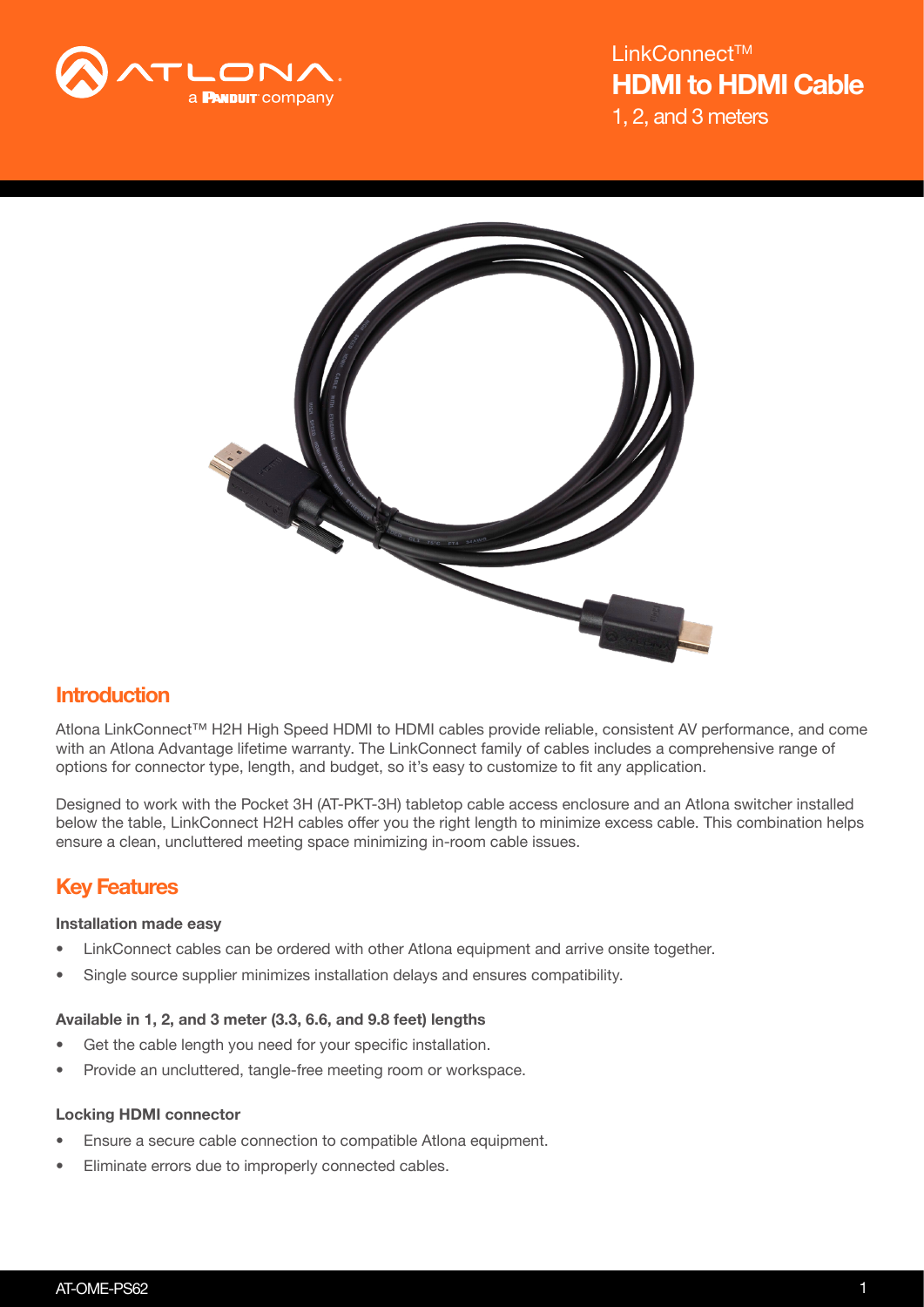LinkConnect™

# HDMI to HDMI Cable

1, 2, and 3 meters

## Introduction

Atlona LinkConnect™ H2H High Speed HDMI to HDMI cables provide reliable, consistent AV performance, and come with an Atlona Advantage lifetime warranty. The LinkConnect family of cables includes a comprehensive range of options for connector type, length, and budget, so it's easy to customize to fit any application.

Designed to work with the Pocket 3H (AT-PKT-3H) tabletop cable access enclosure and an Atlona switcher installed below the table, LinkConnect H2H cables offer you the right length to minimize excess cable. This combination helps ensure a clean, uncluttered meeting space minimizing in-room cable issues.

## Key Features

### Installation made easy

- LinkConnect cables can be ordered with other Atlona equipment and arrive onsite together.
- Single source supplier minimizes installation delays and ensures compatibility.

### Available in 1, 2, and 3 meter (3.3, 6.6, and 9.8 feet) lengths

- Get the cable length you need for your specific installation.
- Provide an uncluttered, tangle-free meeting room or workspace.

### Locking HDMI connector

- Ensure a secure cable connection to compatible Atlona equipment.
- Eliminate errors due to improperly connected cables.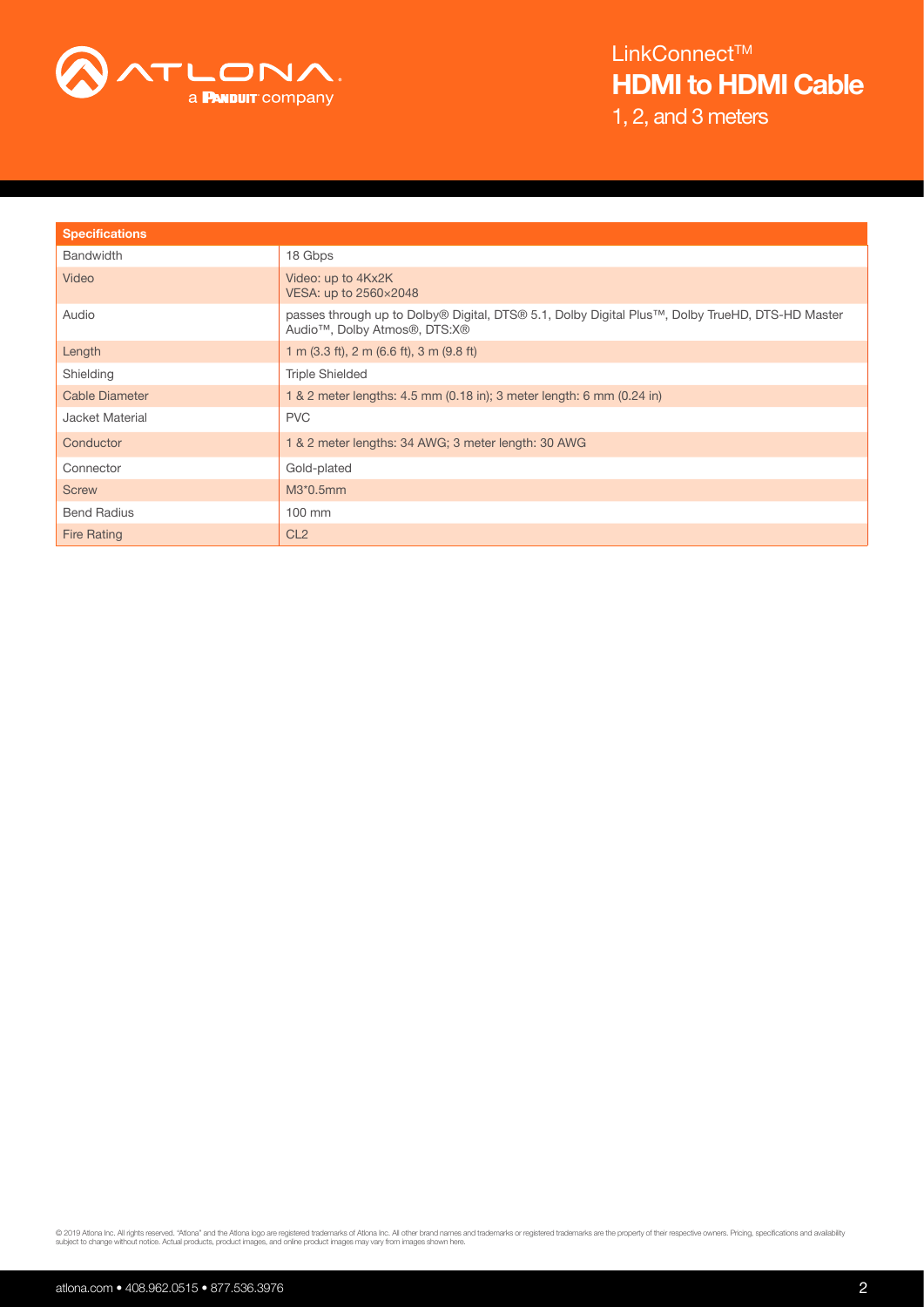LinkConnect™
**HDMI to HDMI Cable**
1, 2, and 3 meters

| Specifications | |
|---|---|
| Bandwidth | 18 Gbps |
| Video | Video: up to 4Kx2K<br>VESA: up to 2560×2048 |
| Audio | passes through up to Dolby® Digital, DTS® 5.1, Dolby Digital Plus™, Dolby TrueHD, DTS-HD Master Audio™, Dolby Atmos®, DTS:X® |
| Length | 1 m (3.3 ft), 2 m (6.6 ft), 3 m (9.8 ft) |
| Shielding | Triple Shielded |
| Cable Diameter | 1 & 2 meter lengths: 4.5 mm (0.18 in); 3 meter length: 6 mm (0.24 in) |
| Jacket Material | PVC |
| Conductor | 1 & 2 meter lengths: 34 AWG; 3 meter length: 30 AWG |
| Connector | Gold-plated |
| Screw | M3*0.5mm |
| Bend Radius | 100 mm |
| Fire Rating | CL2 |

© 2019 Atlona Inc. All rights reserved. "Atlona" and the Atlona logo are registered trademarks of Atlona Inc. All other brand names and trademarks or registered trademarks are the property of their respective owners. Pricing, specifications and availability subject to change without notice. Actual products, product images, and online product images may vary from images shown here.

atlona.com • 408.962.0515 • 877.536.3976